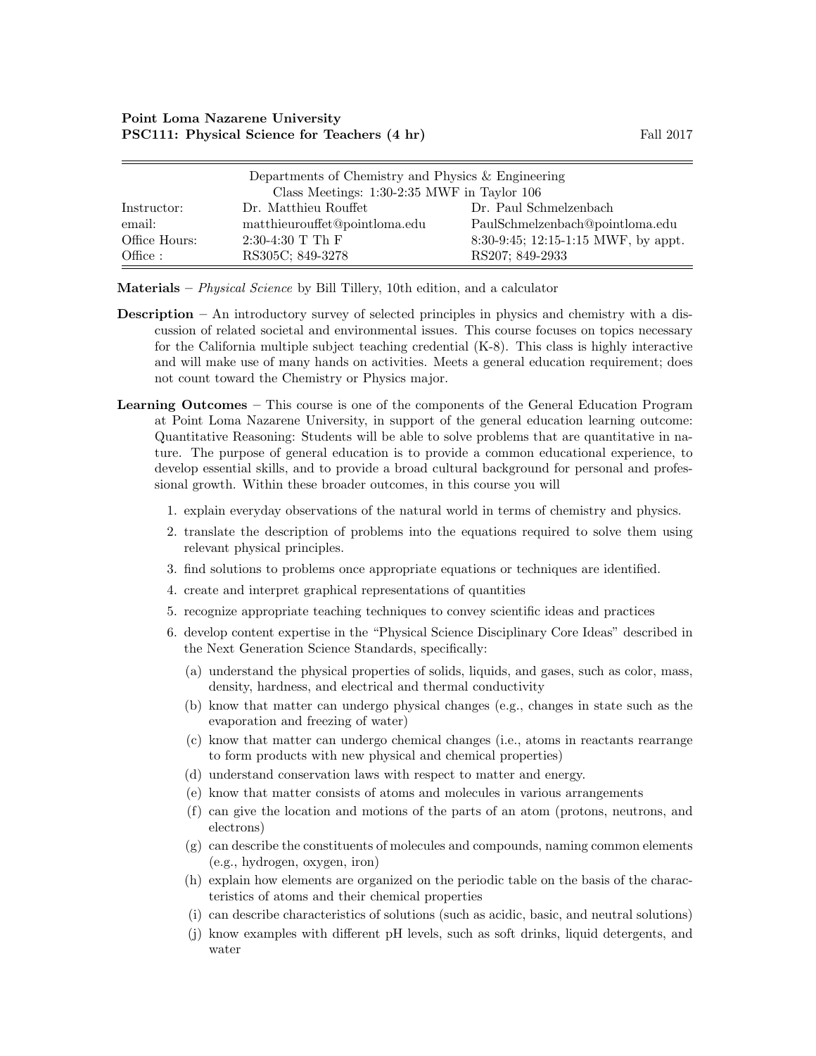**Point Loma Nazarene University**
**PSC111: Physical Science for Teachers (4 hr)** Fall 2017

Departments of Chemistry and Physics & Engineering
Class Meetings: 1:30-2:35 MWF in Taylor 106

| | | |
|---|---|---|
| Instructor: | Dr. Matthieu Rouffet | Dr. Paul Schmelzenbach |
| email: | matthieurouffet@pointloma.edu | PaulSchmelzenbach@pointloma.edu |
| Office Hours: | 2:30-4:30 T Th F | 8:30-9:45; 12:15-1:15 MWF, by appt. |
| Office : | RS305C; 849-3278 | RS207; 849-2933 |

**Materials** – *Physical Science* by Bill Tillery, 10th edition, and a calculator

**Description** – An introductory survey of selected principles in physics and chemistry with a discussion of related societal and environmental issues. This course focuses on topics necessary for the California multiple subject teaching credential (K-8). This class is highly interactive and will make use of many hands on activities. Meets a general education requirement; does not count toward the Chemistry or Physics major.

**Learning Outcomes** – This course is one of the components of the General Education Program at Point Loma Nazarene University, in support of the general education learning outcome: Quantitative Reasoning: Students will be able to solve problems that are quantitative in nature. The purpose of general education is to provide a common educational experience, to develop essential skills, and to provide a broad cultural background for personal and professional growth. Within these broader outcomes, in this course you will

1. explain everyday observations of the natural world in terms of chemistry and physics.
2. translate the description of problems into the equations required to solve them using relevant physical principles.
3. find solutions to problems once appropriate equations or techniques are identified.
4. create and interpret graphical representations of quantities
5. recognize appropriate teaching techniques to convey scientific ideas and practices
6. develop content expertise in the "Physical Science Disciplinary Core Ideas" described in the Next Generation Science Standards, specifically:
   (a) understand the physical properties of solids, liquids, and gases, such as color, mass, density, hardness, and electrical and thermal conductivity
   (b) know that matter can undergo physical changes (e.g., changes in state such as the evaporation and freezing of water)
   (c) know that matter can undergo chemical changes (i.e., atoms in reactants rearrange to form products with new physical and chemical properties)
   (d) understand conservation laws with respect to matter and energy.
   (e) know that matter consists of atoms and molecules in various arrangements
   (f) can give the location and motions of the parts of an atom (protons, neutrons, and electrons)
   (g) can describe the constituents of molecules and compounds, naming common elements (e.g., hydrogen, oxygen, iron)
   (h) explain how elements are organized on the periodic table on the basis of the characteristics of atoms and their chemical properties
   (i) can describe characteristics of solutions (such as acidic, basic, and neutral solutions)
   (j) know examples with different pH levels, such as soft drinks, liquid detergents, and water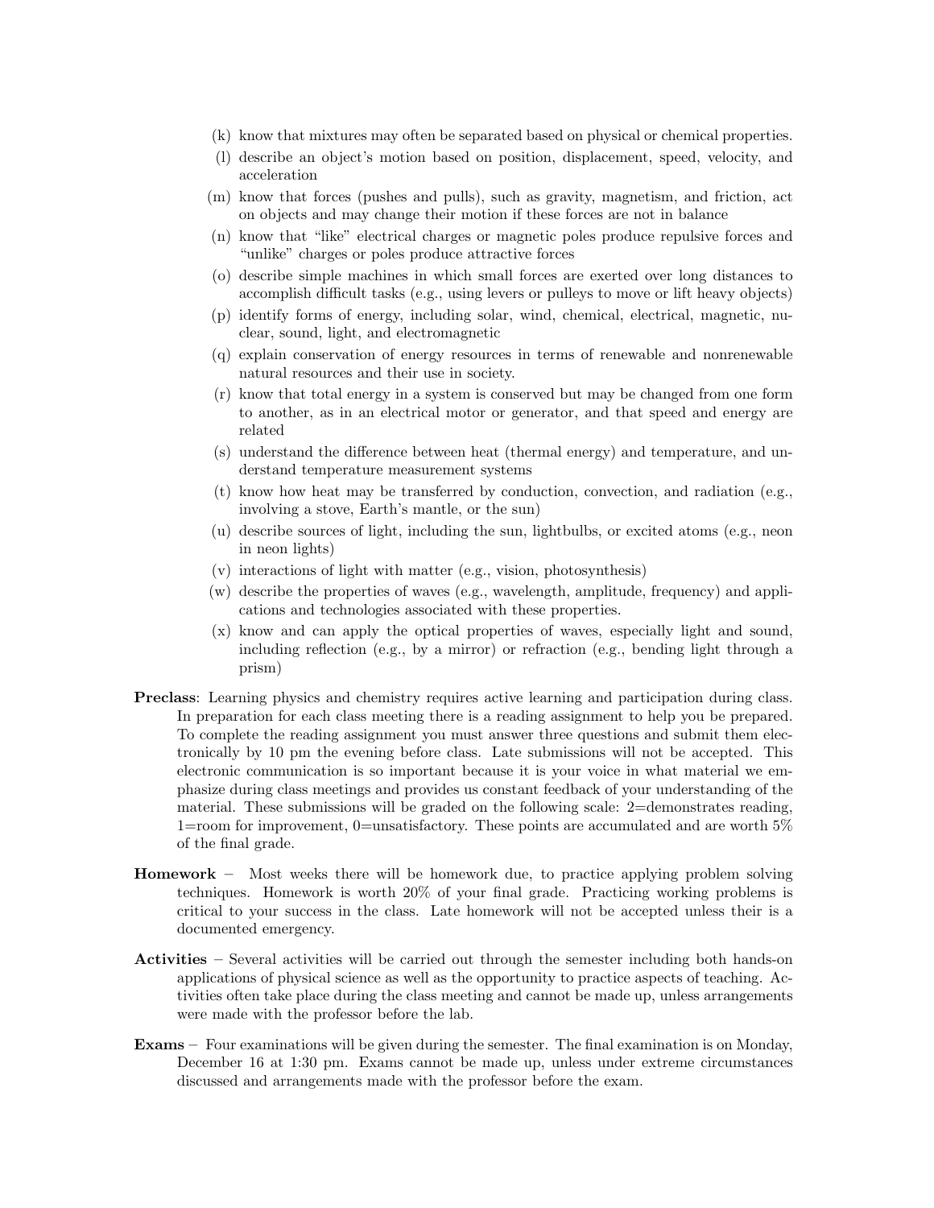(k) know that mixtures may often be separated based on physical or chemical properties.

(l) describe an object's motion based on position, displacement, speed, velocity, and acceleration

(m) know that forces (pushes and pulls), such as gravity, magnetism, and friction, act on objects and may change their motion if these forces are not in balance

(n) know that "like" electrical charges or magnetic poles produce repulsive forces and "unlike" charges or poles produce attractive forces

(o) describe simple machines in which small forces are exerted over long distances to accomplish difficult tasks (e.g., using levers or pulleys to move or lift heavy objects)

(p) identify forms of energy, including solar, wind, chemical, electrical, magnetic, nuclear, sound, light, and electromagnetic

(q) explain conservation of energy resources in terms of renewable and nonrenewable natural resources and their use in society.

(r) know that total energy in a system is conserved but may be changed from one form to another, as in an electrical motor or generator, and that speed and energy are related

(s) understand the difference between heat (thermal energy) and temperature, and understand temperature measurement systems

(t) know how heat may be transferred by conduction, convection, and radiation (e.g., involving a stove, Earth's mantle, or the sun)

(u) describe sources of light, including the sun, lightbulbs, or excited atoms (e.g., neon in neon lights)

(v) interactions of light with matter (e.g., vision, photosynthesis)

(w) describe the properties of waves (e.g., wavelength, amplitude, frequency) and applications and technologies associated with these properties.

(x) know and can apply the optical properties of waves, especially light and sound, including reflection (e.g., by a mirror) or refraction (e.g., bending light through a prism)

**Preclass**: Learning physics and chemistry requires active learning and participation during class. In preparation for each class meeting there is a reading assignment to help you be prepared. To complete the reading assignment you must answer three questions and submit them electronically by 10 pm the evening before class. Late submissions will not be accepted. This electronic communication is so important because it is your voice in what material we emphasize during class meetings and provides us constant feedback of your understanding of the material. These submissions will be graded on the following scale: 2=demonstrates reading, 1=room for improvement, 0=unsatisfactory. These points are accumulated and are worth 5% of the final grade.

**Homework** – Most weeks there will be homework due, to practice applying problem solving techniques. Homework is worth 20% of your final grade. Practicing working problems is critical to your success in the class. Late homework will not be accepted unless their is a documented emergency.

**Activities** – Several activities will be carried out through the semester including both hands-on applications of physical science as well as the opportunity to practice aspects of teaching. Activities often take place during the class meeting and cannot be made up, unless arrangements were made with the professor before the lab.

**Exams** – Four examinations will be given during the semester. The final examination is on Monday, December 16 at 1:30 pm. Exams cannot be made up, unless under extreme circumstances discussed and arrangements made with the professor before the exam.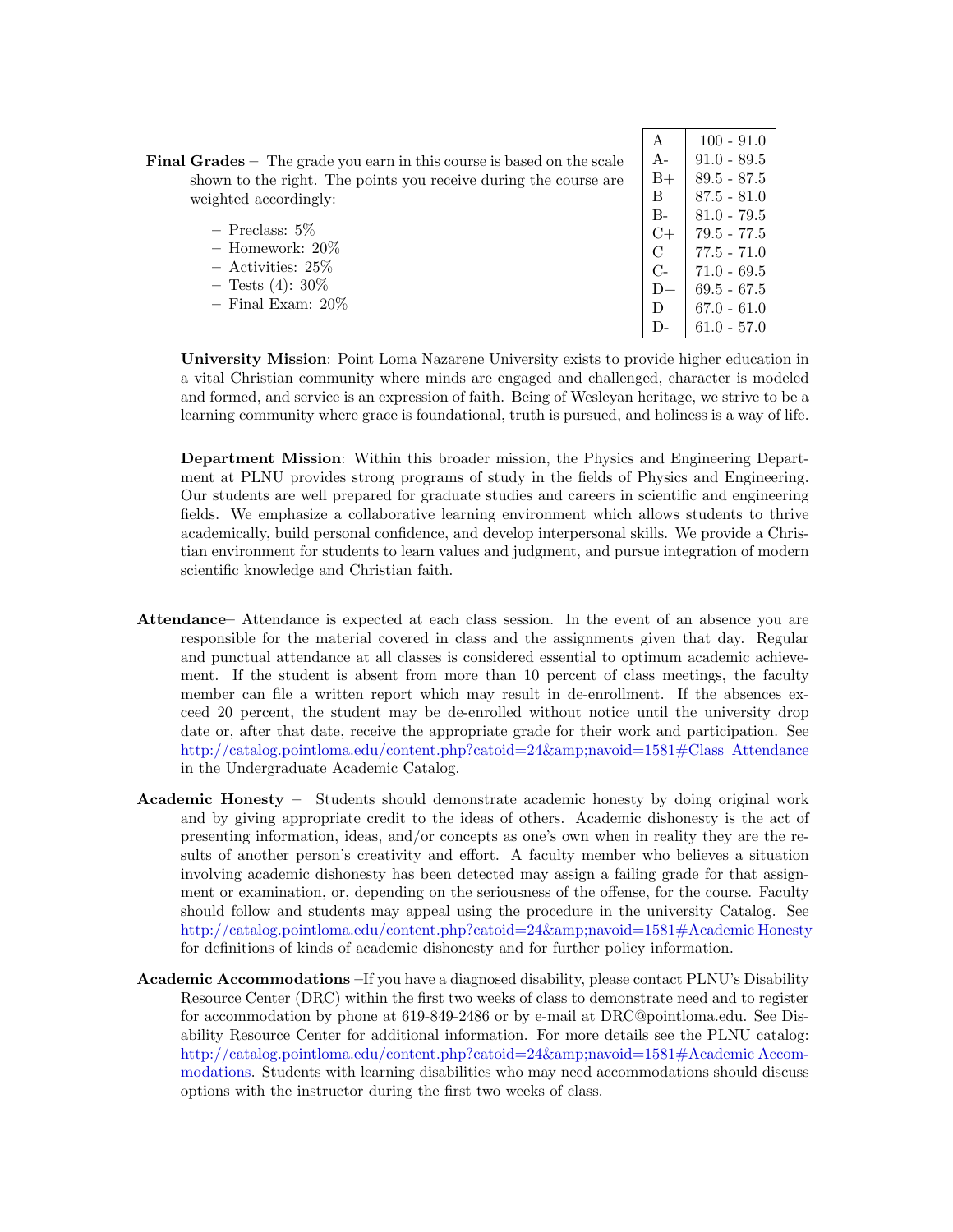**Final Grades** – The grade you earn in this course is based on the scale shown to the right. The points you receive during the course are weighted accordingly:

- Preclass: 5%
- Homework: 20%
- Activities: 25%
- Tests (4): 30%
- Final Exam: 20%

| | |
|---|---|
| A | 100 - 91.0 |
| A- | 91.0 - 89.5 |
| B+ | 89.5 - 87.5 |
| B | 87.5 - 81.0 |
| B- | 81.0 - 79.5 |
| C+ | 79.5 - 77.5 |
| C | 77.5 - 71.0 |
| C- | 71.0 - 69.5 |
| D+ | 69.5 - 67.5 |
| D | 67.0 - 61.0 |
| D- | 61.0 - 57.0 |

**University Mission**: Point Loma Nazarene University exists to provide higher education in a vital Christian community where minds are engaged and challenged, character is modeled and formed, and service is an expression of faith. Being of Wesleyan heritage, we strive to be a learning community where grace is foundational, truth is pursued, and holiness is a way of life.

**Department Mission**: Within this broader mission, the Physics and Engineering Department at PLNU provides strong programs of study in the fields of Physics and Engineering. Our students are well prepared for graduate studies and careers in scientific and engineering fields. We emphasize a collaborative learning environment which allows students to thrive academically, build personal confidence, and develop interpersonal skills. We provide a Christian environment for students to learn values and judgment, and pursue integration of modern scientific knowledge and Christian faith.

**Attendance**– Attendance is expected at each class session. In the event of an absence you are responsible for the material covered in class and the assignments given that day. Regular and punctual attendance at all classes is considered essential to optimum academic achievement. If the student is absent from more than 10 percent of class meetings, the faculty member can file a written report which may result in de-enrollment. If the absences exceed 20 percent, the student may be de-enrolled without notice until the university drop date or, after that date, receive the appropriate grade for their work and participation. See http://catalog.pointloma.edu/content.php?catoid=24&amp;navoid=1581#Class Attendance in the Undergraduate Academic Catalog.

**Academic Honesty** – Students should demonstrate academic honesty by doing original work and by giving appropriate credit to the ideas of others. Academic dishonesty is the act of presenting information, ideas, and/or concepts as one's own when in reality they are the results of another person's creativity and effort. A faculty member who believes a situation involving academic dishonesty has been detected may assign a failing grade for that assignment or examination, or, depending on the seriousness of the offense, for the course. Faculty should follow and students may appeal using the procedure in the university Catalog. See http://catalog.pointloma.edu/content.php?catoid=24&amp;navoid=1581#Academic Honesty for definitions of kinds of academic dishonesty and for further policy information.

**Academic Accommodations** –If you have a diagnosed disability, please contact PLNU's Disability Resource Center (DRC) within the first two weeks of class to demonstrate need and to register for accommodation by phone at 619-849-2486 or by e-mail at DRC@pointloma.edu. See Disability Resource Center for additional information. For more details see the PLNU catalog: http://catalog.pointloma.edu/content.php?catoid=24&amp;navoid=1581#Academic Accommodations. Students with learning disabilities who may need accommodations should discuss options with the instructor during the first two weeks of class.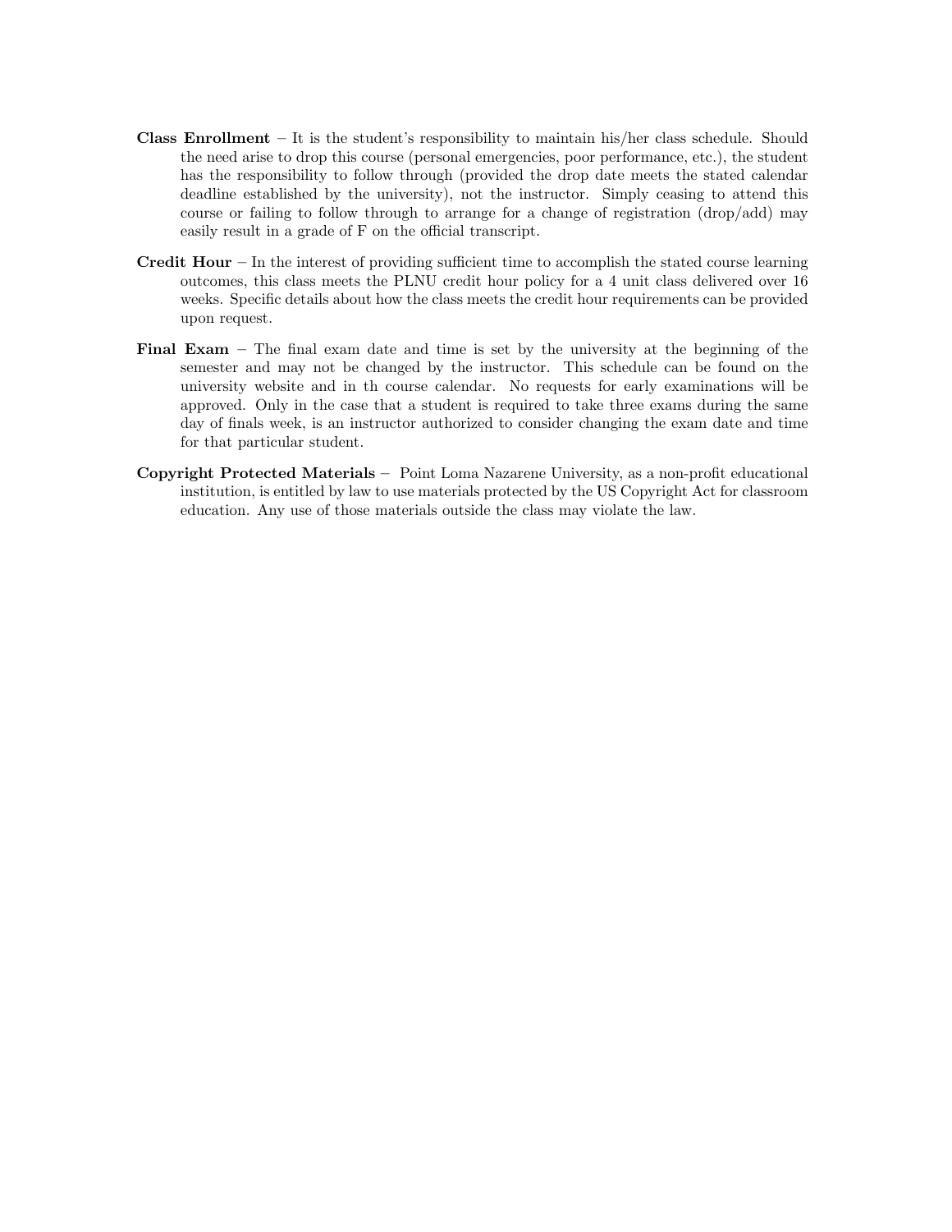**Class Enrollment** – It is the student's responsibility to maintain his/her class schedule. Should the need arise to drop this course (personal emergencies, poor performance, etc.), the student has the responsibility to follow through (provided the drop date meets the stated calendar deadline established by the university), not the instructor. Simply ceasing to attend this course or failing to follow through to arrange for a change of registration (drop/add) may easily result in a grade of F on the official transcript.

**Credit Hour** – In the interest of providing sufficient time to accomplish the stated course learning outcomes, this class meets the PLNU credit hour policy for a 4 unit class delivered over 16 weeks. Specific details about how the class meets the credit hour requirements can be provided upon request.

**Final Exam** – The final exam date and time is set by the university at the beginning of the semester and may not be changed by the instructor. This schedule can be found on the university website and in th course calendar. No requests for early examinations will be approved. Only in the case that a student is required to take three exams during the same day of finals week, is an instructor authorized to consider changing the exam date and time for that particular student.

**Copyright Protected Materials** – Point Loma Nazarene University, as a non-profit educational institution, is entitled by law to use materials protected by the US Copyright Act for classroom education. Any use of those materials outside the class may violate the law.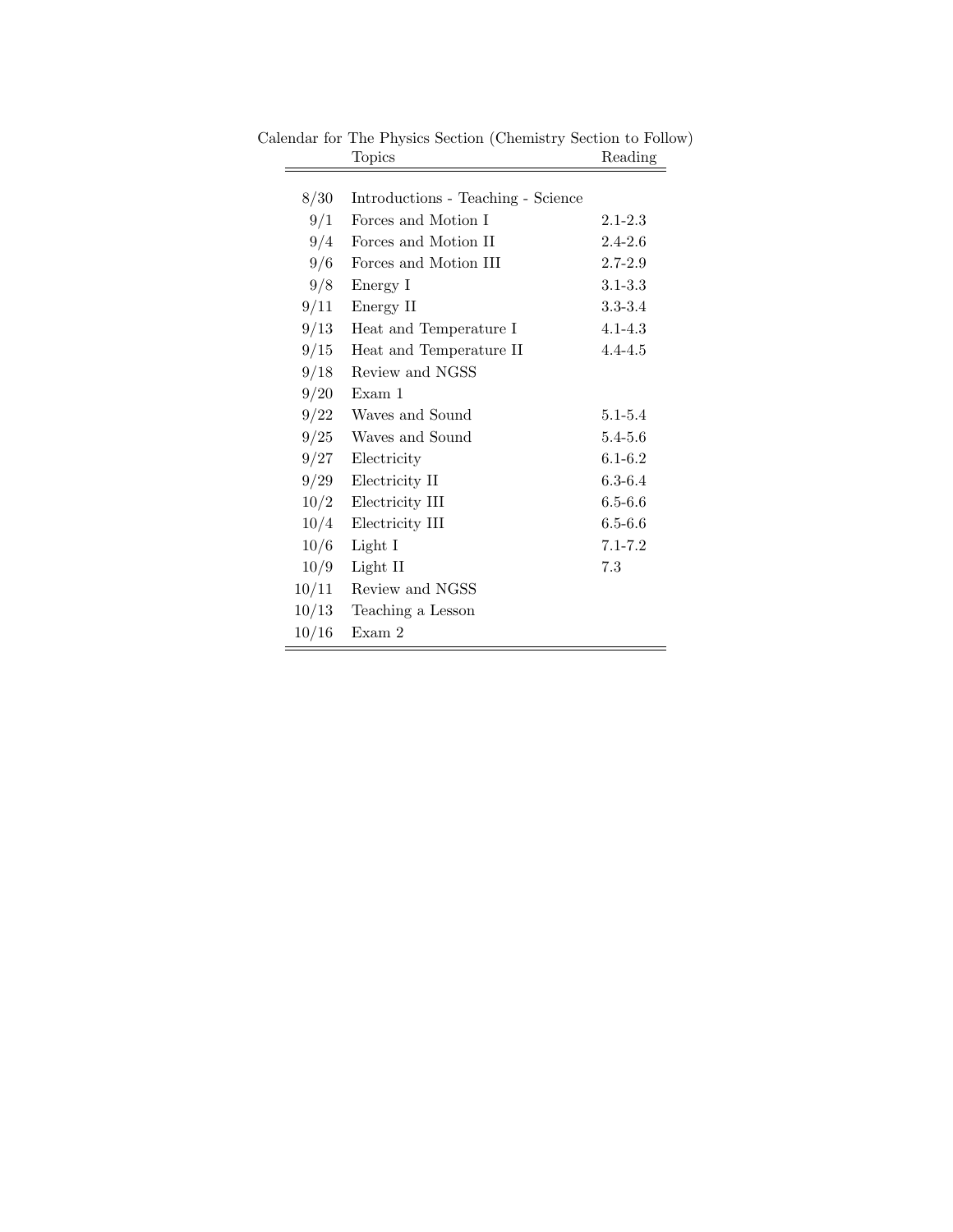Calendar for The Physics Section (Chemistry Section to Follow)

| | Topics | Reading |
|---|---|---|
| 8/30 | Introductions - Teaching - Science | |
| 9/1 | Forces and Motion I | 2.1-2.3 |
| 9/4 | Forces and Motion II | 2.4-2.6 |
| 9/6 | Forces and Motion III | 2.7-2.9 |
| 9/8 | Energy I | 3.1-3.3 |
| 9/11 | Energy II | 3.3-3.4 |
| 9/13 | Heat and Temperature I | 4.1-4.3 |
| 9/15 | Heat and Temperature II | 4.4-4.5 |
| 9/18 | Review and NGSS | |
| 9/20 | Exam 1 | |
| 9/22 | Waves and Sound | 5.1-5.4 |
| 9/25 | Waves and Sound | 5.4-5.6 |
| 9/27 | Electricity | 6.1-6.2 |
| 9/29 | Electricity II | 6.3-6.4 |
| 10/2 | Electricity III | 6.5-6.6 |
| 10/4 | Electricity III | 6.5-6.6 |
| 10/6 | Light I | 7.1-7.2 |
| 10/9 | Light II | 7.3 |
| 10/11 | Review and NGSS | |
| 10/13 | Teaching a Lesson | |
| 10/16 | Exam 2 | |